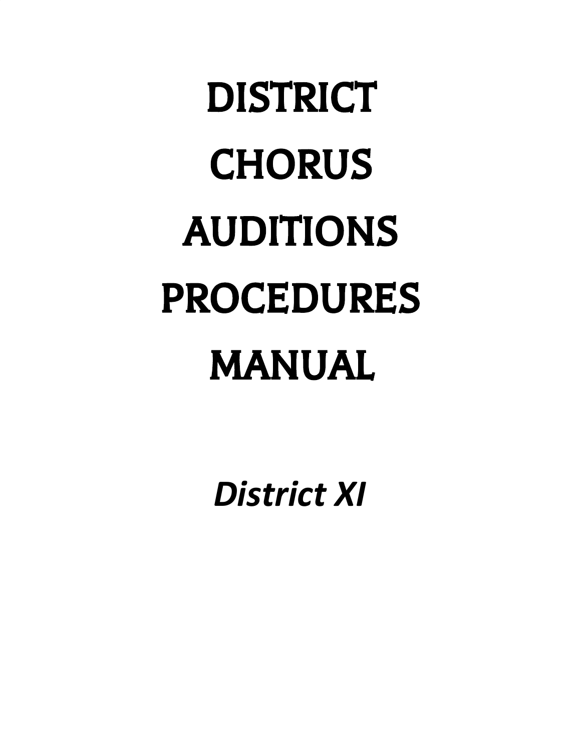# DISTRICT CHORUS AUDITIONS PROCEDURES MANUAL

*District XI*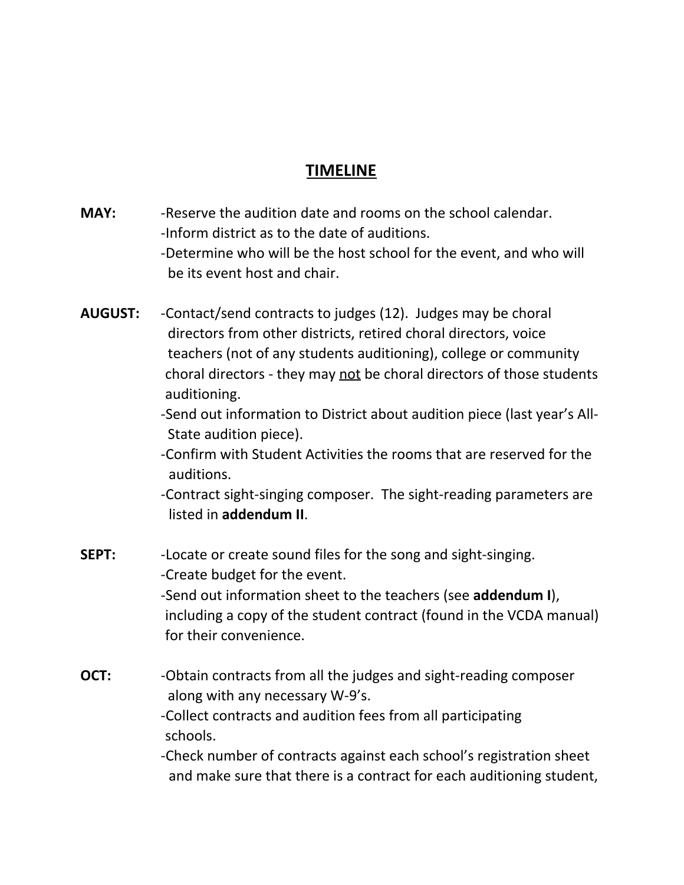# TIMELINE

**MAY:**

- -Reserve the audition date and rooms on the school calendar.
- -Inform district as to the date of auditions.
- -Determine who will be the host school for the event, and who will be its event host and chair.

**AUGUST:**

- -Contact/send contracts to judges (12). Judges may be choral directors from other districts, retired choral directors, voice teachers (not of any students auditioning), college or community choral directors - they may <u>not</u> be choral directors of those students auditioning.
- -Send out information to District about audition piece (last year's All-State audition piece).
- -Confirm with Student Activities the rooms that are reserved for the auditions.
- -Contract sight-singing composer. The sight-reading parameters are listed in **addendum II**.

**SEPT:**

- -Locate or create sound files for the song and sight-singing.
- -Create budget for the event.
- -Send out information sheet to the teachers (see **addendum I**), including a copy of the student contract (found in the VCDA manual) for their convenience.

**OCT:**

- -Obtain contracts from all the judges and sight-reading composer along with any necessary W-9's.
- -Collect contracts and audition fees from all participating schools.
- -Check number of contracts against each school's registration sheet and make sure that there is a contract for each auditioning student,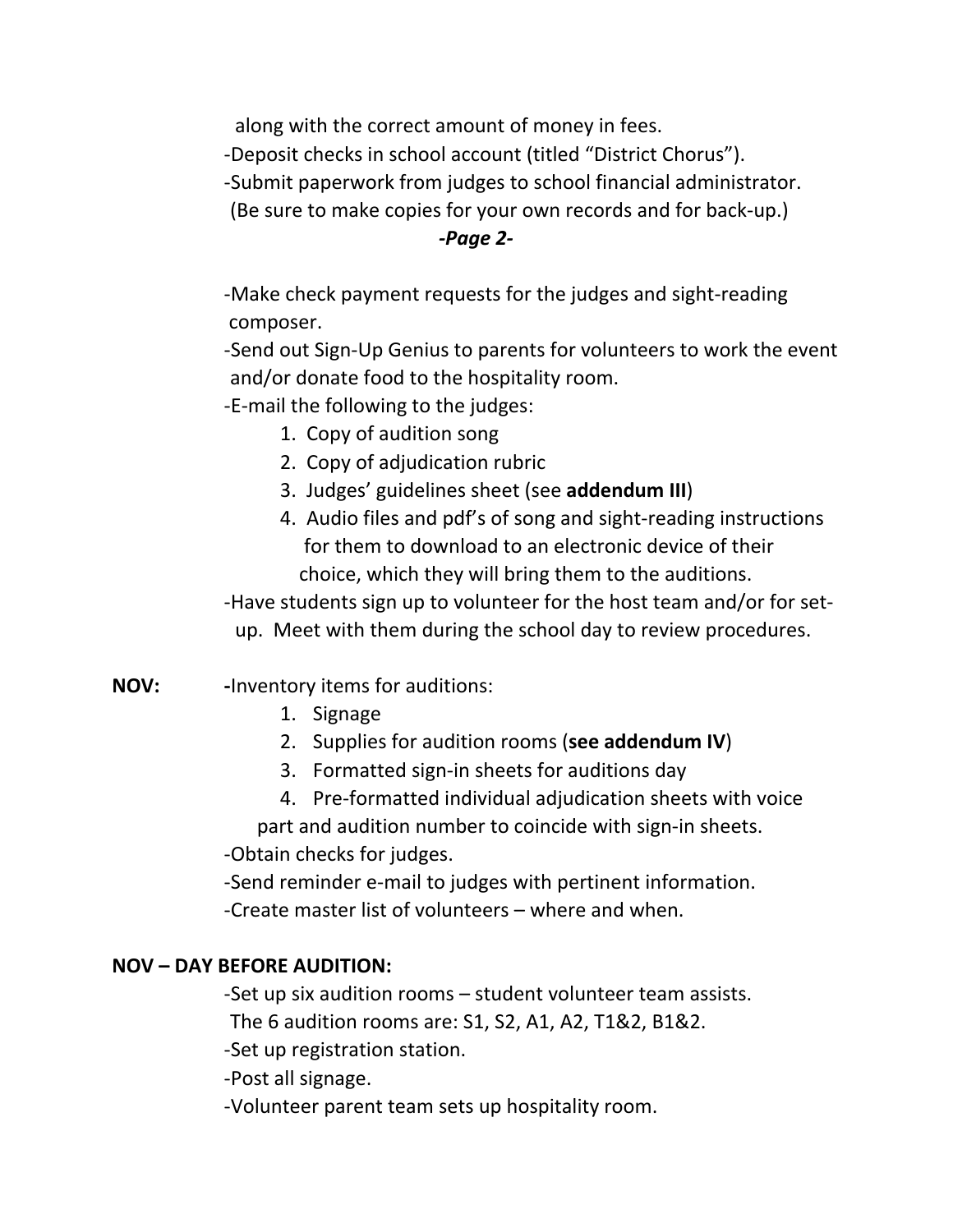along with the correct amount of money in fees.

-Deposit checks in school account (titled "District Chorus").

-Submit paperwork from judges to school financial administrator. (Be sure to make copies for your own records and for back-up.)

***-Page 2-***

-Make check payment requests for the judges and sight-reading composer.

-Send out Sign-Up Genius to parents for volunteers to work the event and/or donate food to the hospitality room.

-E-mail the following to the judges:

1. Copy of audition song
2. Copy of adjudication rubric
3. Judges' guidelines sheet (see **addendum III**)
4. Audio files and pdf's of song and sight-reading instructions for them to download to an electronic device of their choice, which they will bring them to the auditions.

-Have students sign up to volunteer for the host team and/or for set-up. Meet with them during the school day to review procedures.

**NOV:** **-**Inventory items for auditions:

1. Signage
2. Supplies for audition rooms (**see addendum IV**)
3. Formatted sign-in sheets for auditions day
4. Pre-formatted individual adjudication sheets with voice part and audition number to coincide with sign-in sheets.

-Obtain checks for judges.

-Send reminder e-mail to judges with pertinent information.

-Create master list of volunteers – where and when.

**NOV – DAY BEFORE AUDITION:**

-Set up six audition rooms – student volunteer team assists. The 6 audition rooms are: S1, S2, A1, A2, T1&2, B1&2.

-Set up registration station.

-Post all signage.

-Volunteer parent team sets up hospitality room.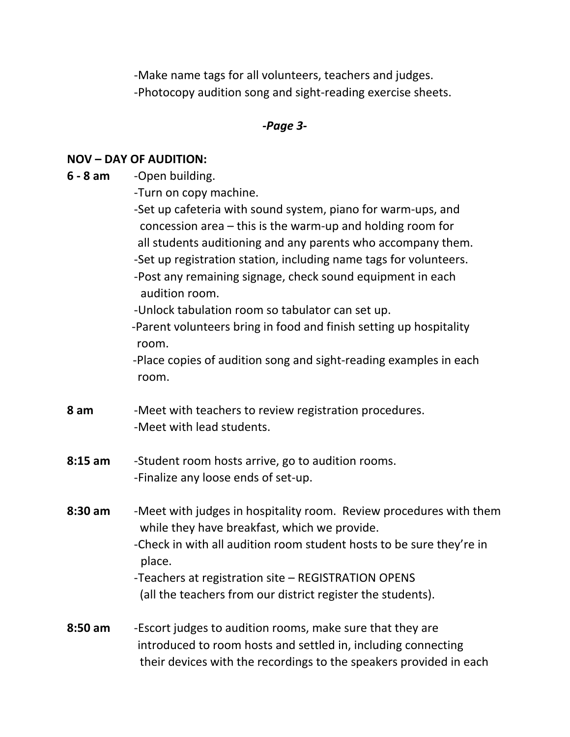-Make name tags for all volunteers, teachers and judges.
-Photocopy audition song and sight-reading exercise sheets.

***-Page 3-***

**NOV – DAY OF AUDITION:**

**6 - 8 am**
-Open building.
-Turn on copy machine.
-Set up cafeteria with sound system, piano for warm-ups, and concession area – this is the warm-up and holding room for all students auditioning and any parents who accompany them.
-Set up registration station, including name tags for volunteers.
-Post any remaining signage, check sound equipment in each audition room.
-Unlock tabulation room so tabulator can set up.
-Parent volunteers bring in food and finish setting up hospitality room.
-Place copies of audition song and sight-reading examples in each room.

**8 am**
-Meet with teachers to review registration procedures.
-Meet with lead students.

**8:15 am**
-Student room hosts arrive, go to audition rooms.
-Finalize any loose ends of set-up.

**8:30 am**
-Meet with judges in hospitality room. Review procedures with them while they have breakfast, which we provide.
-Check in with all audition room student hosts to be sure they're in place.
-Teachers at registration site – REGISTRATION OPENS (all the teachers from our district register the students).

**8:50 am**
-Escort judges to audition rooms, make sure that they are introduced to room hosts and settled in, including connecting their devices with the recordings to the speakers provided in each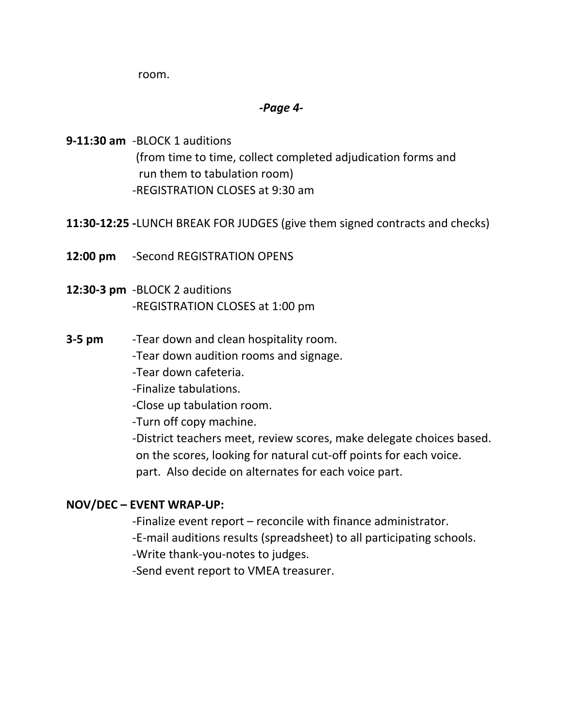room.

*-Page 4-*

**9-11:30 am** -BLOCK 1 auditions
(from time to time, collect completed adjudication forms and run them to tabulation room)
-REGISTRATION CLOSES at 9:30 am

**11:30-12:25 -**LUNCH BREAK FOR JUDGES (give them signed contracts and checks)

**12:00 pm** -Second REGISTRATION OPENS

**12:30-3 pm** -BLOCK 2 auditions
-REGISTRATION CLOSES at 1:00 pm

**3-5 pm** -Tear down and clean hospitality room.
-Tear down audition rooms and signage.
-Tear down cafeteria.
-Finalize tabulations.
-Close up tabulation room.
-Turn off copy machine.
-District teachers meet, review scores, make delegate choices based. on the scores, looking for natural cut-off points for each voice. part. Also decide on alternates for each voice part.

**NOV/DEC – EVENT WRAP-UP:**

-Finalize event report – reconcile with finance administrator.
-E-mail auditions results (spreadsheet) to all participating schools.
-Write thank-you-notes to judges.
-Send event report to VMEA treasurer.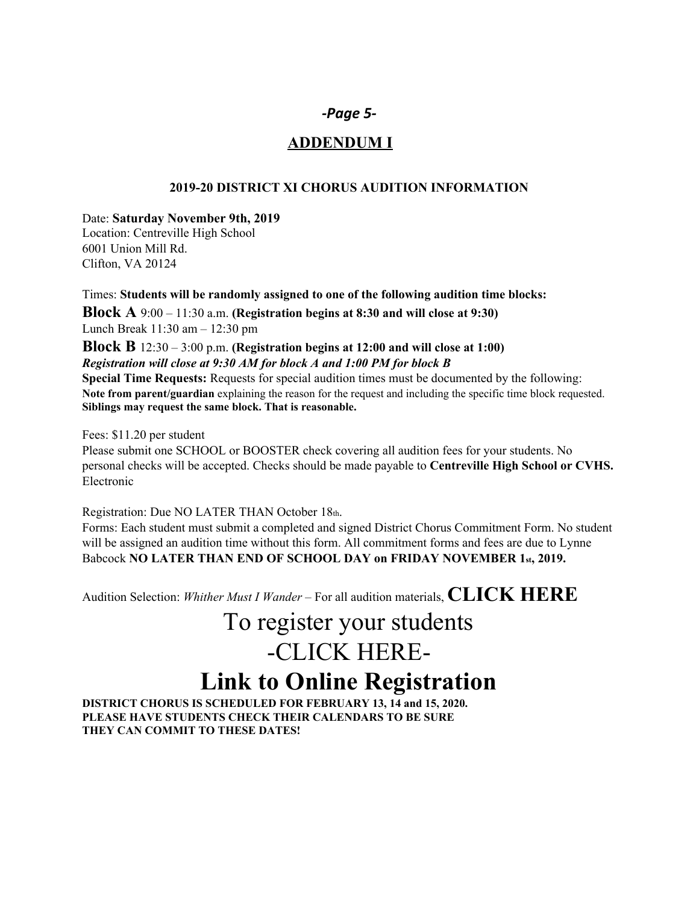## ADDENDUM I

### 2019-20 DISTRICT XI CHORUS AUDITION INFORMATION

Date: **Saturday November 9th, 2019**
Location: Centreville High School
6001 Union Mill Rd.
Clifton, VA 20124

Times: **Students will be randomly assigned to one of the following audition time blocks:**

**Block A** 9:00 – 11:30 a.m. **(Registration begins at 8:30 and will close at 9:30)**
Lunch Break 11:30 am – 12:30 pm

**Block B** 12:30 – 3:00 p.m. **(Registration begins at 12:00 and will close at 1:00)**
***Registration will close at 9:30 AM for block A and 1:00 PM for block B***

**Special Time Requests:** Requests for special audition times must be documented by the following:
**Note from parent/guardian** explaining the reason for the request and including the specific time block requested. **Siblings may request the same block. That is reasonable.**

Fees: $11.20 per student
Please submit one SCHOOL or BOOSTER check covering all audition fees for your students. No personal checks will be accepted. Checks should be made payable to **Centreville High School or CVHS.** Electronic

Registration: Due NO LATER THAN October 18th.
Forms: Each student must submit a completed and signed District Chorus Commitment Form. No student will be assigned an audition time without this form. All commitment forms and fees are due to Lynne Babcock **NO LATER THAN END OF SCHOOL DAY on FRIDAY NOVEMBER 1st, 2019.**

Audition Selection: *Whither Must I Wander* – For all audition materials, **CLICK HERE**

To register your students
-CLICK HERE-

**Link to Online Registration**

**DISTRICT CHORUS IS SCHEDULED FOR FEBRUARY 13, 14 and 15, 2020.
PLEASE HAVE STUDENTS CHECK THEIR CALENDARS TO BE SURE
THEY CAN COMMIT TO THESE DATES!**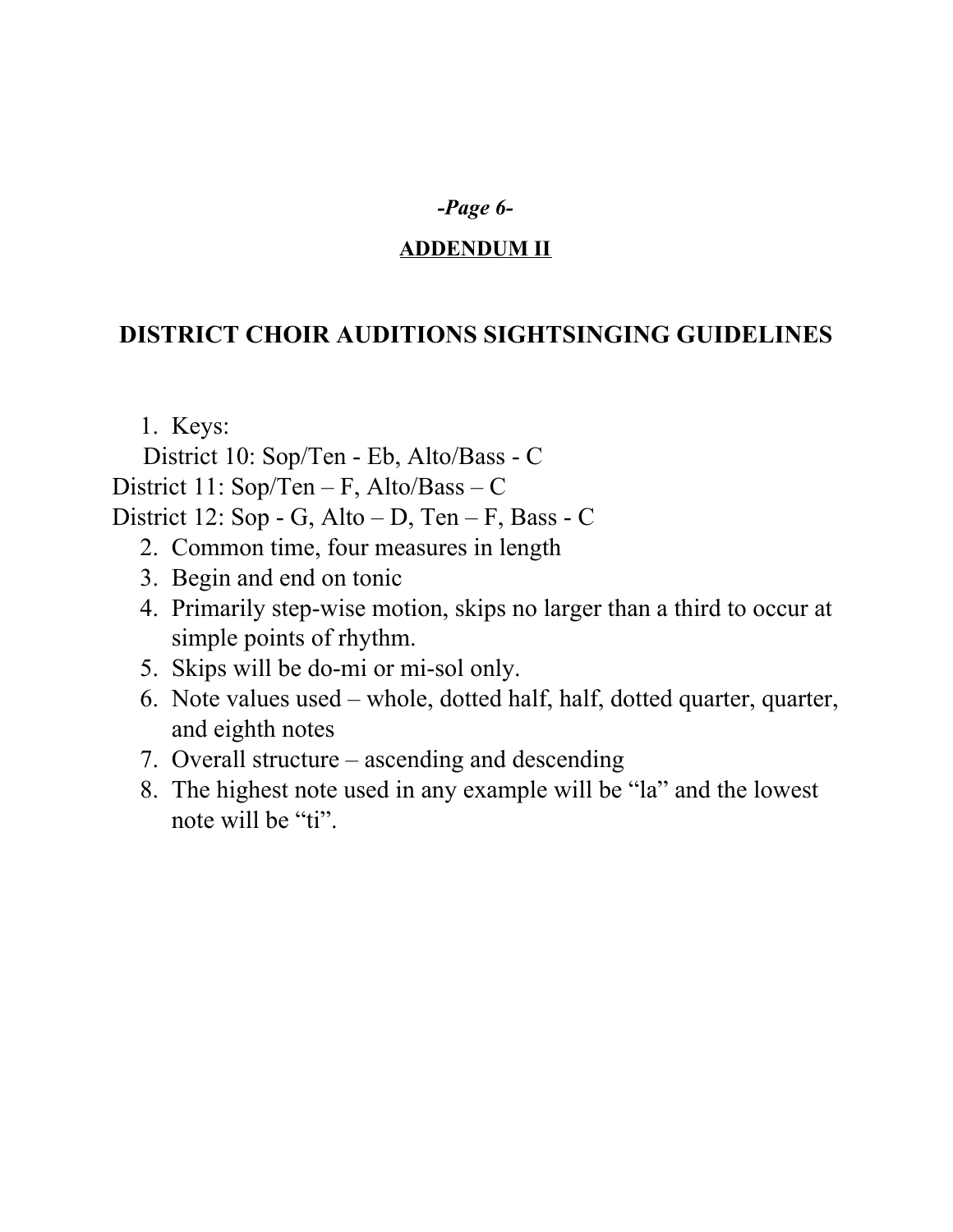**ADDENDUM II**

## DISTRICT CHOIR AUDITIONS SIGHTSINGING GUIDELINES

1. Keys:
   District 10: Sop/Ten - Eb, Alto/Bass - C
   District 11: Sop/Ten – F, Alto/Bass – C
   District 12: Sop - G, Alto – D, Ten – F, Bass - C
2. Common time, four measures in length
3. Begin and end on tonic
4. Primarily step-wise motion, skips no larger than a third to occur at simple points of rhythm.
5. Skips will be do-mi or mi-sol only.
6. Note values used – whole, dotted half, half, dotted quarter, quarter, and eighth notes
7. Overall structure – ascending and descending
8. The highest note used in any example will be "la" and the lowest note will be "ti".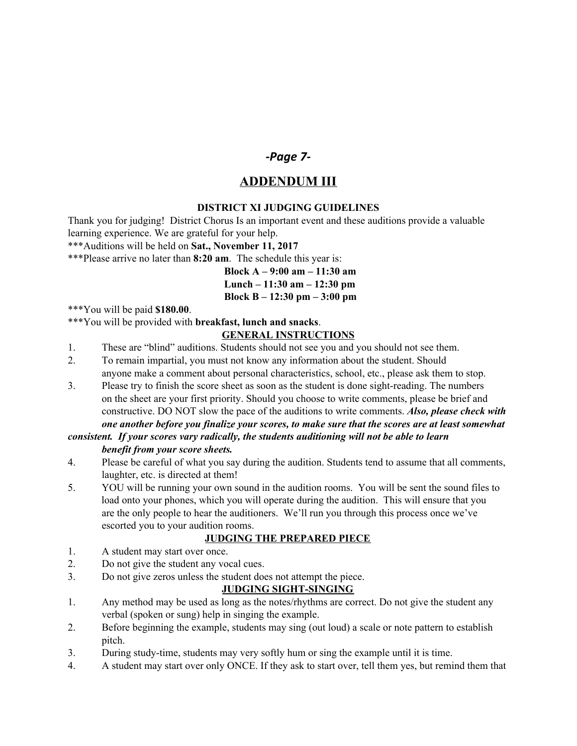*-Page 7-*

# ADDENDUM III

### DISTRICT XI JUDGING GUIDELINES

Thank you for judging! District Chorus Is an important event and these auditions provide a valuable learning experience. We are grateful for your help.

***Auditions will be held on **Sat., November 11, 2017**

***Please arrive no later than **8:20 am**. The schedule this year is:

**Block A – 9:00 am – 11:30 am**
**Lunch – 11:30 am – 12:30 pm**
**Block B – 12:30 pm – 3:00 pm**

***You will be paid **$180.00**.

***You will be provided with **breakfast, lunch and snacks**.

## GENERAL INSTRUCTIONS

1. These are "blind" auditions. Students should not see you and you should not see them.
2. To remain impartial, you must not know any information about the student. Should anyone make a comment about personal characteristics, school, etc., please ask them to stop.
3. Please try to finish the score sheet as soon as the student is done sight-reading. The numbers on the sheet are your first priority. Should you choose to write comments, please be brief and constructive. DO NOT slow the pace of the auditions to write comments. ***Also, please check with one another before you finalize your scores, to make sure that the scores are at least somewhat consistent. If your scores vary radically, the students auditioning will not be able to learn benefit from your score sheets.***
4. Please be careful of what you say during the audition. Students tend to assume that all comments, laughter, etc. is directed at them!
5. YOU will be running your own sound in the audition rooms. You will be sent the sound files to load onto your phones, which you will operate during the audition. This will ensure that you are the only people to hear the auditioners. We'll run you through this process once we've escorted you to your audition rooms.

## JUDGING THE PREPARED PIECE

1. A student may start over once.
2. Do not give the student any vocal cues.
3. Do not give zeros unless the student does not attempt the piece.

## JUDGING SIGHT-SINGING

1. Any method may be used as long as the notes/rhythms are correct. Do not give the student any verbal (spoken or sung) help in singing the example.
2. Before beginning the example, students may sing (out loud) a scale or note pattern to establish pitch.
3. During study-time, students may very softly hum or sing the example until it is time.
4. A student may start over only ONCE. If they ask to start over, tell them yes, but remind them that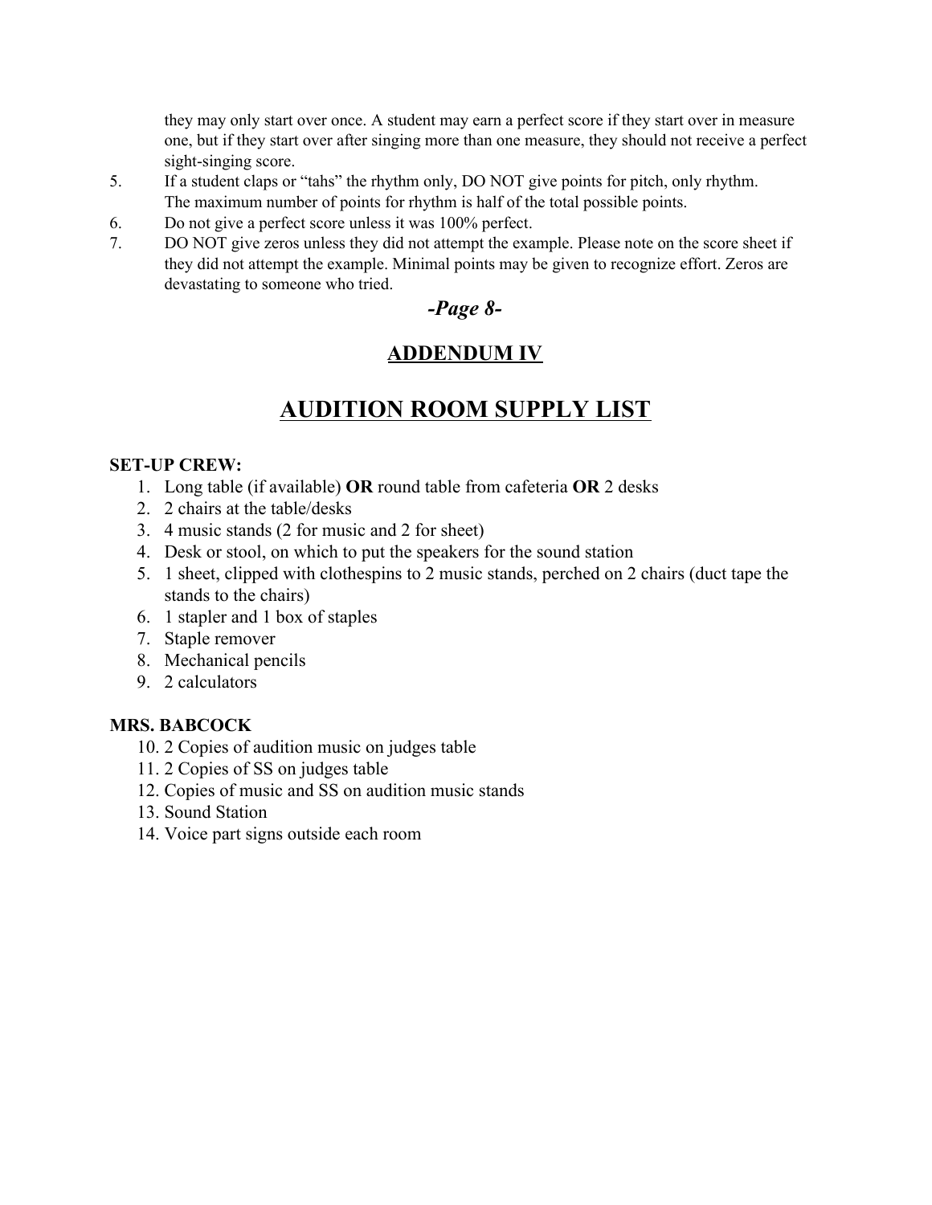they may only start over once. A student may earn a perfect score if they start over in measure one, but if they start over after singing more than one measure, they should not receive a perfect sight-singing score.

5. If a student claps or "tahs" the rhythm only, DO NOT give points for pitch, only rhythm. The maximum number of points for rhythm is half of the total possible points.
6. Do not give a perfect score unless it was 100% perfect.
7. DO NOT give zeros unless they did not attempt the example. Please note on the score sheet if they did not attempt the example. Minimal points may be given to recognize effort. Zeros are devastating to someone who tried.

***-Page 8-***

## ADDENDUM IV

# AUDITION ROOM SUPPLY LIST

**SET-UP CREW:**

1. Long table (if available) **OR** round table from cafeteria **OR** 2 desks
2. 2 chairs at the table/desks
3. 4 music stands (2 for music and 2 for sheet)
4. Desk or stool, on which to put the speakers for the sound station
5. 1 sheet, clipped with clothespins to 2 music stands, perched on 2 chairs (duct tape the stands to the chairs)
6. 1 stapler and 1 box of staples
7. Staple remover
8. Mechanical pencils
9. 2 calculators

**MRS. BABCOCK**

10. 2 Copies of audition music on judges table
11. 2 Copies of SS on judges table
12. Copies of music and SS on audition music stands
13. Sound Station
14. Voice part signs outside each room